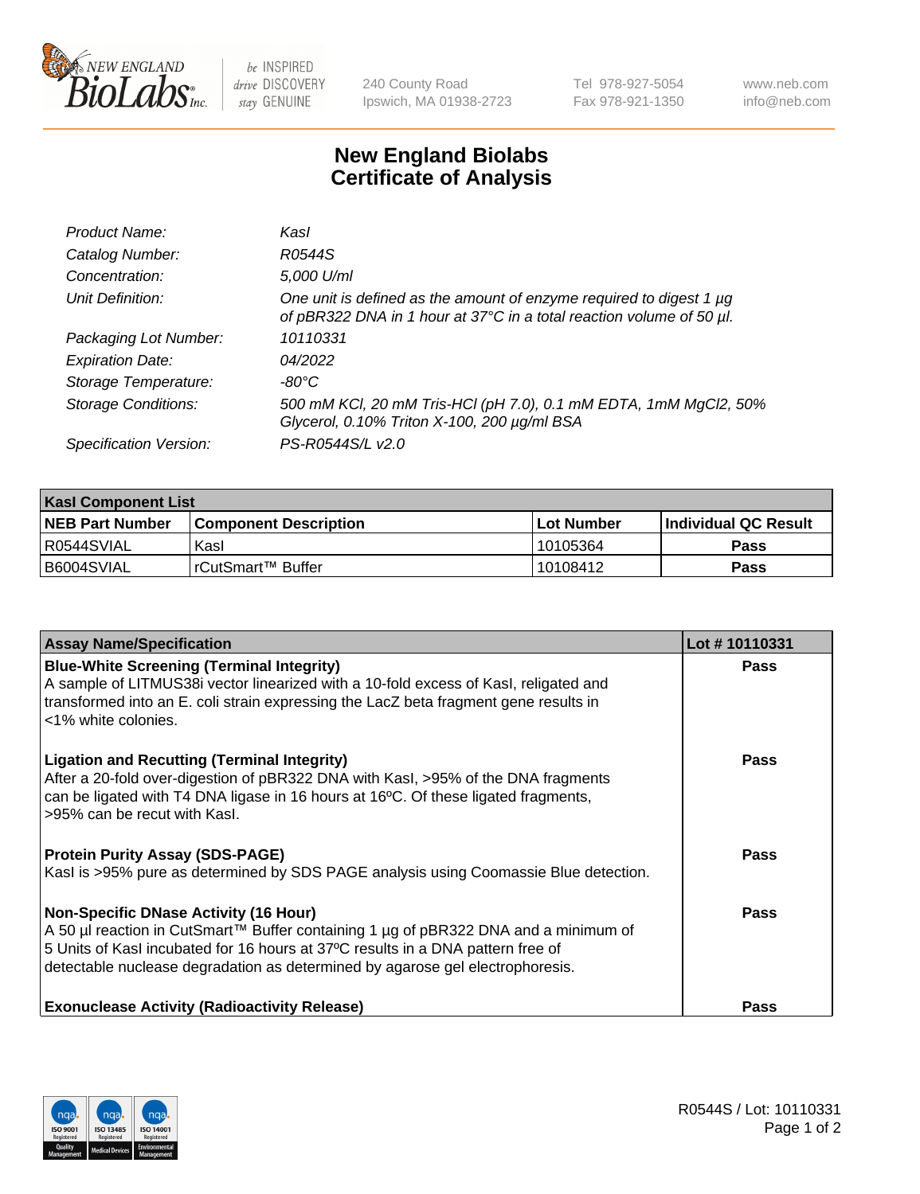# New England Biolabs Certificate of Analysis

| | |
|---|---|
| *Product Name:* | *KasI* |
| *Catalog Number:* | *R0544S* |
| *Concentration:* | *5,000 U/ml* |
| *Unit Definition:* | *One unit is defined as the amount of enzyme required to digest 1 µg of pBR322 DNA in 1 hour at 37°C in a total reaction volume of 50 µl.* |
| *Packaging Lot Number:* | *10110331* |
| *Expiration Date:* | *04/2022* |
| *Storage Temperature:* | *-80°C* |
| *Storage Conditions:* | *500 mM KCl, 20 mM Tris-HCl (pH 7.0), 0.1 mM EDTA, 1mM MgCl2, 50% Glycerol, 0.10% Triton X-100, 200 µg/ml BSA* |
| *Specification Version:* | *PS-R0544S/L v2.0* |

| **KasI Component List** | | | |
|---|---|---|---|
| **NEB Part Number** | **Component Description** | **Lot Number** | **Individual QC Result** |
| R0544SVIAL | KasI | 10105364 | **Pass** |
| B6004SVIAL | rCutSmart™ Buffer | 10108412 | **Pass** |

| **Assay Name/Specification** | **Lot # 10110331** |
|---|---|
| **Blue-White Screening (Terminal Integrity)** A sample of LITMUS38i vector linearized with a 10-fold excess of KasI, religated and transformed into an E. coli strain expressing the LacZ beta fragment gene results in <1% white colonies. | **Pass** |
| **Ligation and Recutting (Terminal Integrity)** After a 20-fold over-digestion of pBR322 DNA with KasI, >95% of the DNA fragments can be ligated with T4 DNA ligase in 16 hours at 16ºC. Of these ligated fragments, >95% can be recut with KasI. | **Pass** |
| **Protein Purity Assay (SDS-PAGE)** KasI is >95% pure as determined by SDS PAGE analysis using Coomassie Blue detection. | **Pass** |
| **Non-Specific DNase Activity (16 Hour)** A 50 µl reaction in CutSmart™ Buffer containing 1 µg of pBR322 DNA and a minimum of 5 Units of KasI incubated for 16 hours at 37ºC results in a DNA pattern free of detectable nuclease degradation as determined by agarose gel electrophoresis. | **Pass** |
| **Exonuclease Activity (Radioactivity Release)** | **Pass** |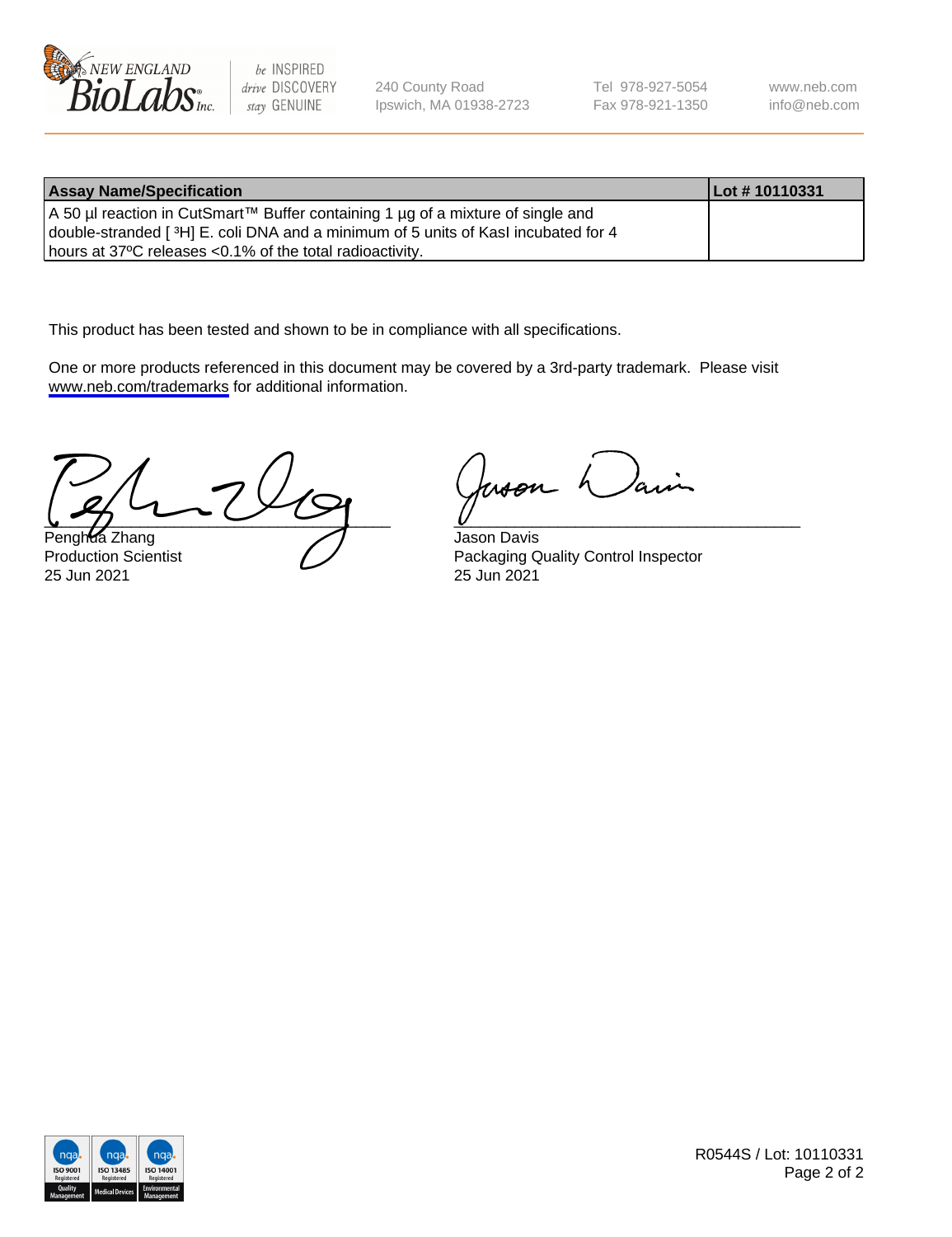New England BioLabs Inc. — be INSPIRED drive DISCOVERY stay GENUINE

240 County Road
Ipswich, MA 01938-2723

Tel 978-927-5054
Fax 978-921-1350

www.neb.com
info@neb.com

| Assay Name/Specification | Lot # 10110331 |
|---|---|
| A 50 µl reaction in CutSmart™ Buffer containing 1 µg of a mixture of single and double-stranded [ $^3$H] E. coli DNA and a minimum of 5 units of KasI incubated for 4 hours at 37ºC releases <0.1% of the total radioactivity. | |

This product has been tested and shown to be in compliance with all specifications.

One or more products referenced in this document may be covered by a 3rd-party trademark. Please visit www.neb.com/trademarks for additional information.

Penghua Zhang
Production Scientist
25 Jun 2021

Jason Davis
Packaging Quality Control Inspector
25 Jun 2021

R0544S / Lot: 10110331